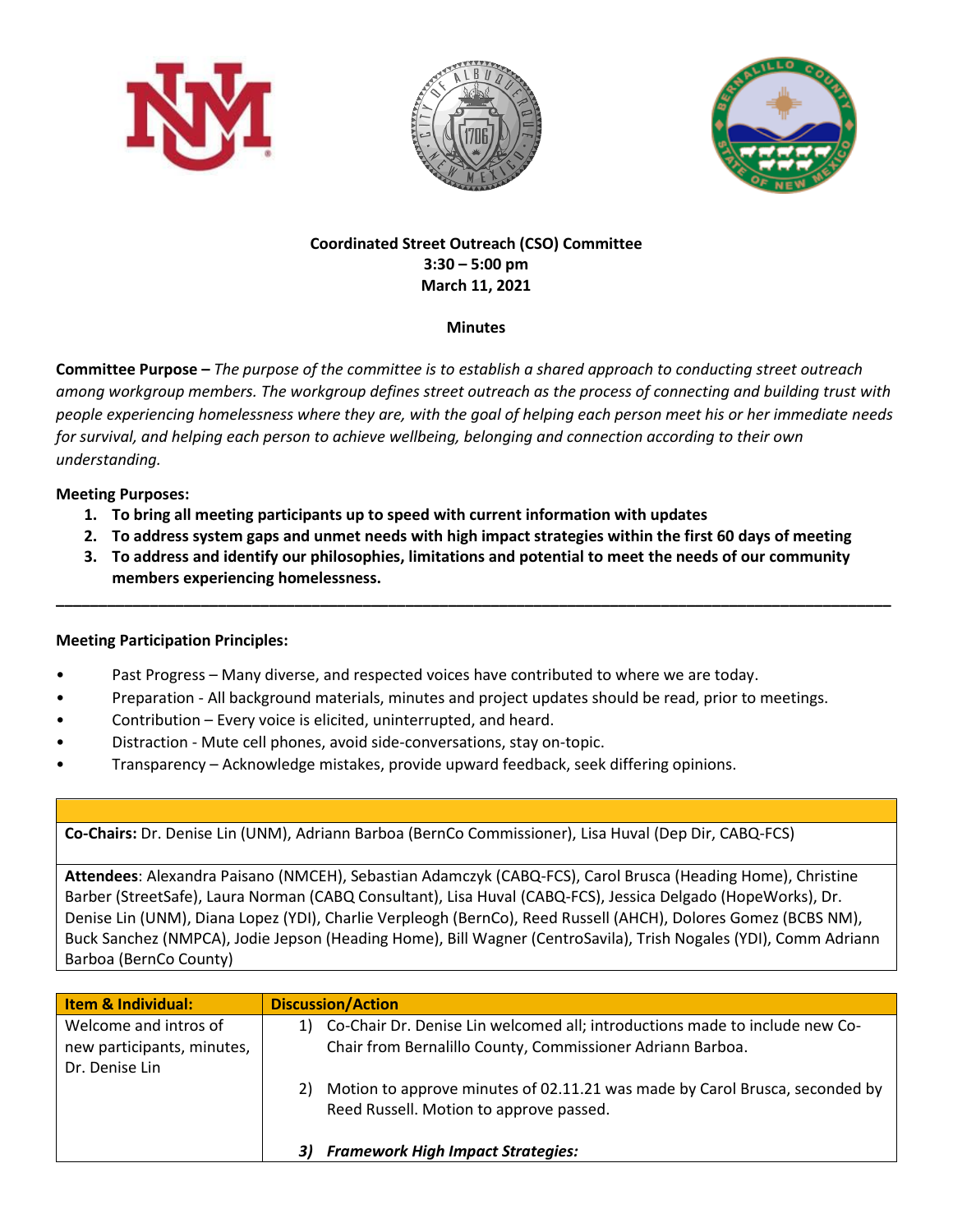**Coordinated Street Outreach (CSO) Committee**
**3:30 – 5:00 pm**
**March 11, 2021**

**Minutes**

**Committee Purpose –** *The purpose of the committee is to establish a shared approach to conducting street outreach among workgroup members. The workgroup defines street outreach as the process of connecting and building trust with people experiencing homelessness where they are, with the goal of helping each person meet his or her immediate needs for survival, and helping each person to achieve wellbeing, belonging and connection according to their own understanding.*

**Meeting Purposes:**

1. **To bring all meeting participants up to speed with current information with updates**
2. **To address system gaps and unmet needs with high impact strategies within the first 60 days of meeting**
3. **To address and identify our philosophies, limitations and potential to meet the needs of our community members experiencing homelessness.**

---

**Meeting Participation Principles:**

- Past Progress – Many diverse, and respected voices have contributed to where we are today.
- Preparation - All background materials, minutes and project updates should be read, prior to meetings.
- Contribution – Every voice is elicited, uninterrupted, and heard.
- Distraction - Mute cell phones, avoid side-conversations, stay on-topic.
- Transparency – Acknowledge mistakes, provide upward feedback, seek differing opinions.

**Co-Chairs:** Dr. Denise Lin (UNM), Adriann Barboa (BernCo Commissioner), Lisa Huval (Dep Dir, CABQ-FCS)

**Attendees**: Alexandra Paisano (NMCEH), Sebastian Adamczyk (CABQ-FCS), Carol Brusca (Heading Home), Christine Barber (StreetSafe), Laura Norman (CABQ Consultant), Lisa Huval (CABQ-FCS), Jessica Delgado (HopeWorks), Dr. Denise Lin (UNM), Diana Lopez (YDI), Charlie Verpleogh (BernCo), Reed Russell (AHCH), Dolores Gomez (BCBS NM), Buck Sanchez (NMPCA), Jodie Jepson (Heading Home), Bill Wagner (CentroSavila), Trish Nogales (YDI), Comm Adriann Barboa (BernCo County)

| Item & Individual: | Discussion/Action |
|---|---|
| Welcome and intros of new participants, minutes, Dr. Denise Lin | 1) Co-Chair Dr. Denise Lin welcomed all; introductions made to include new Co-Chair from Bernalillo County, Commissioner Adriann Barboa.<br><br>2) Motion to approve minutes of 02.11.21 was made by Carol Brusca, seconded by Reed Russell. Motion to approve passed.<br><br>***3) Framework High Impact Strategies:*** |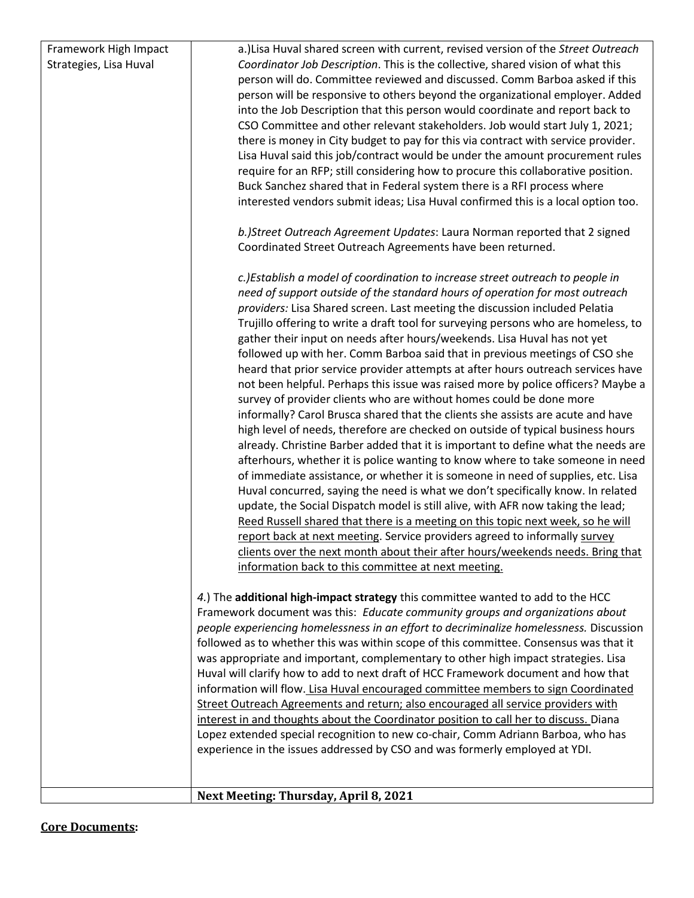| | |
|---|---|
| Framework High Impact Strategies, Lisa Huval | a.)Lisa Huval shared screen with current, revised version of the *Street Outreach Coordinator Job Description*. This is the collective, shared vision of what this person will do. Committee reviewed and discussed. Comm Barboa asked if this person will be responsive to others beyond the organizational employer. Added into the Job Description that this person would coordinate and report back to CSO Committee and other relevant stakeholders. Job would start July 1, 2021; there is money in City budget to pay for this via contract with service provider. Lisa Huval said this job/contract would be under the amount procurement rules require for an RFP; still considering how to procure this collaborative position. Buck Sanchez shared that in Federal system there is a RFI process where interested vendors submit ideas; Lisa Huval confirmed this is a local option too.<br><br>*b.)Street Outreach Agreement Updates*: Laura Norman reported that 2 signed Coordinated Street Outreach Agreements have been returned.<br><br>*c.)Establish a model of coordination to increase street outreach to people in need of support outside of the standard hours of operation for most outreach providers:* Lisa Shared screen. Last meeting the discussion included Pelatia Trujillo offering to write a draft tool for surveying persons who are homeless, to gather their input on needs after hours/weekends. Lisa Huval has not yet followed up with her. Comm Barboa said that in previous meetings of CSO she heard that prior service provider attempts at after hours outreach services have not been helpful. Perhaps this issue was raised more by police officers? Maybe a survey of provider clients who are without homes could be done more informally? Carol Brusca shared that the clients she assists are acute and have high level of needs, therefore are checked on outside of typical business hours already. Christine Barber added that it is important to define what the needs are afterhours, whether it is police wanting to know where to take someone in need of immediate assistance, or whether it is someone in need of supplies, etc. Lisa Huval concurred, saying the need is what we don't specifically know. In related update, the Social Dispatch model is still alive, with AFR now taking the lead; <u>Reed Russell shared that there is a meeting on this topic next week, so he will report back at next meeting</u>. Service providers agreed to informally <u>survey clients over the next month about their after hours/weekends needs. Bring that information back to this committee at next meeting.</u><br><br>*4*.) The **additional high-impact strategy** this committee wanted to add to the HCC Framework document was this: *Educate community groups and organizations about people experiencing homelessness in an effort to decriminalize homelessness.* Discussion followed as to whether this was within scope of this committee. Consensus was that it was appropriate and important, complementary to other high impact strategies. Lisa Huval will clarify how to add to next draft of HCC Framework document and how that information will flow. <u>Lisa Huval encouraged committee members to sign Coordinated Street Outreach Agreements and return; also encouraged all service providers with interest in and thoughts about the Coordinator position to call her to discuss.</u> Diana Lopez extended special recognition to new co-chair, Comm Adriann Barboa, who has experience in the issues addressed by CSO and was formerly employed at YDI. |
| | **Next Meeting: Thursday, April 8, 2021** |

**<u>Core Documents</u>:**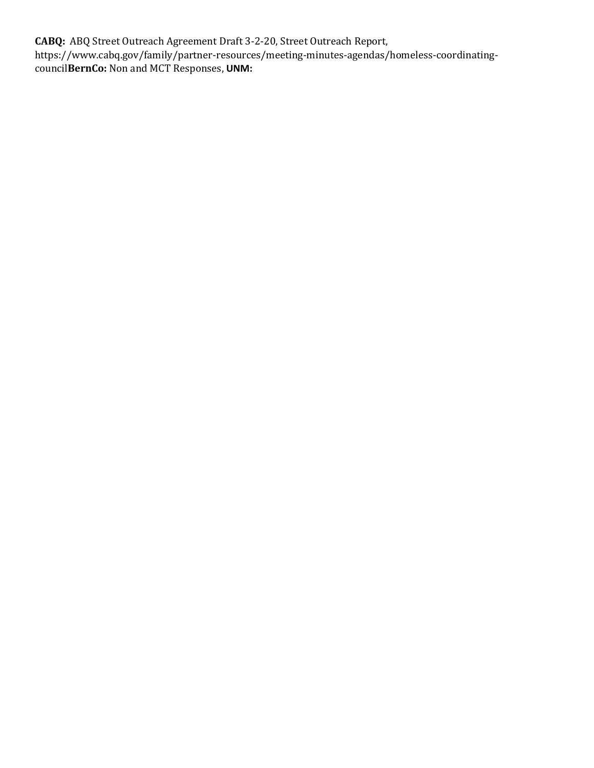**CABQ:** ABQ Street Outreach Agreement Draft 3-2-20, Street Outreach Report, https://www.cabq.gov/family/partner-resources/meeting-minutes-agendas/homeless-coordinating-council**BernCo:** Non and MCT Responses, **UNM:**